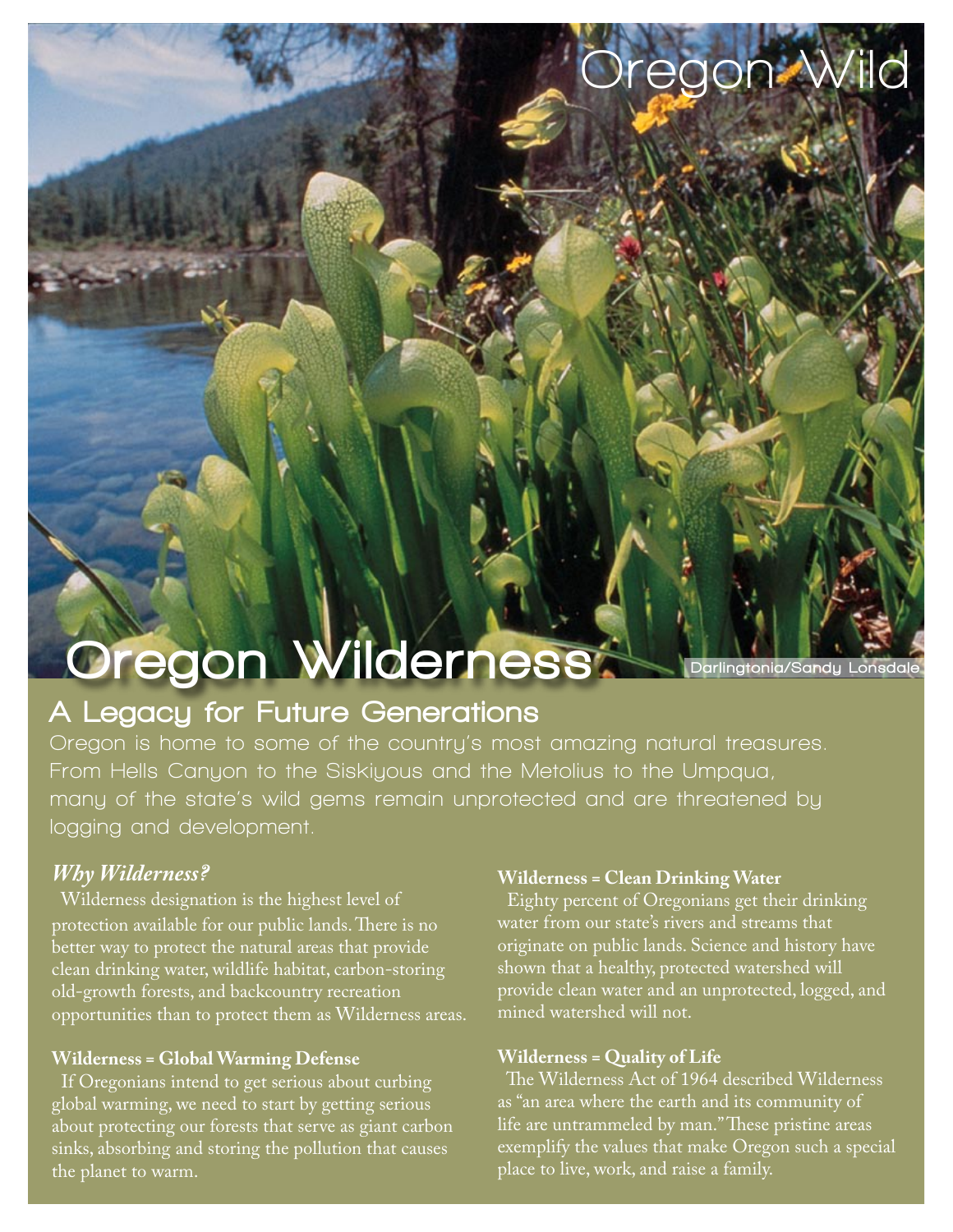Oregon Wild

# Oregon Wilderness

Darlingtonia/Sandy Lonsdale

## A Legacy for Future Generations

Oregon is home to some of the country's most amazing natural treasures. From Hells Canyon to the Siskiyous and the Metolius to the Umpqua, many of the state's wild gems remain unprotected and are threatened by logging and development.

### *Why Wilderness?*

Wilderness designation is the highest level of protection available for our public lands. There is no better way to protect the natural areas that provide clean drinking water, wildlife habitat, carbon-storing old-growth forests, and backcountry recreation opportunities than to protect them as Wilderness areas.

### Wilderness = Global Warming Defense

If Oregonians intend to get serious about curbing global warming, we need to start by getting serious about protecting our forests that serve as giant carbon sinks, absorbing and storing the pollution that causes the planet to warm.

### Wilderness = Clean Drinking Water

Eighty percent of Oregonians get their drinking water from our state's rivers and streams that originate on public lands. Science and history have shown that a healthy, protected watershed will provide clean water and an unprotected, logged, and mined watershed will not.

### Wilderness = Quality of Life

The Wilderness Act of 1964 described Wilderness as "an area where the earth and its community of life are untrammeled by man." These pristine areas exemplify the values that make Oregon such a special place to live, work, and raise a family.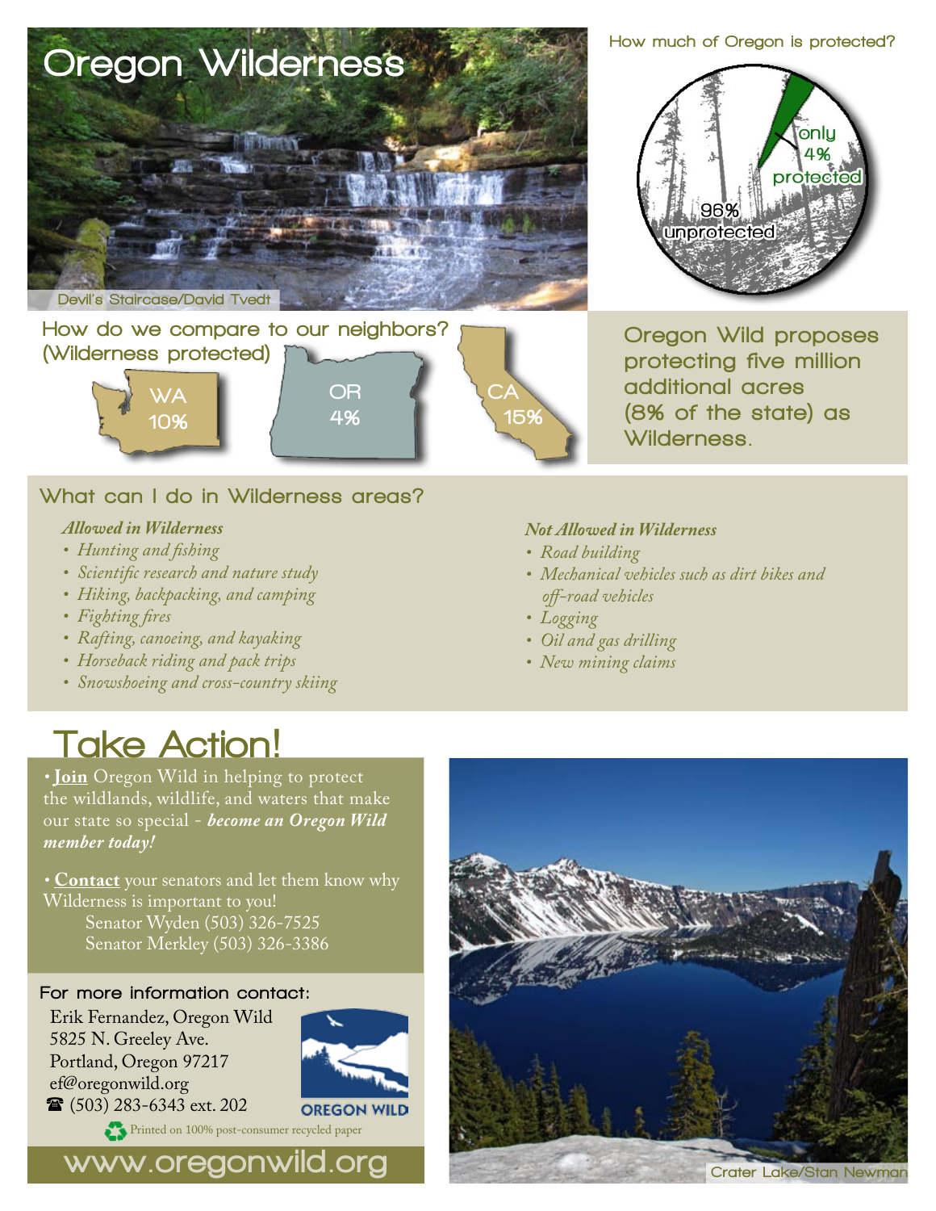# Oregon Wilderness

Devil's Staircase/David Tvedt

How much of Oregon is protected?

only 4% protected

96% unprotected

## How do we compare to our neighbors? (Wilderness protected)

WA 10%

OR 4%

CA 15%

Oregon Wild proposes protecting five million additional acres (8% of the state) as Wilderness.

## What can I do in Wilderness areas?

*Allowed in Wilderness*

- *Hunting and fishing*
- *Scientific research and nature study*
- *Hiking, backpacking, and camping*
- *Fighting fires*
- *Rafting, canoeing, and kayaking*
- *Horseback riding and pack trips*
- *Snowshoeing and cross-country skiing*

*Not Allowed in Wilderness*

- *Road building*
- *Mechanical vehicles such as dirt bikes and off-road vehicles*
- *Logging*
- *Oil and gas drilling*
- *New mining claims*

# Take Action!

- **Join** Oregon Wild in helping to protect the wildlands, wildlife, and waters that make our state so special - ***become an Oregon Wild member today!***

- **Contact** your senators and let them know why Wilderness is important to you!
  Senator Wyden (503) 326-7525
  Senator Merkley (503) 326-3386

**For more information contact:**

Erik Fernandez, Oregon Wild
5825 N. Greeley Ave.
Portland, Oregon 97217
ef@oregonwild.org
☎ (503) 283-6343 ext. 202

OREGON WILD

Printed on 100% post-consumer recycled paper

www.oregonwild.org

Crater Lake/Stan Newman